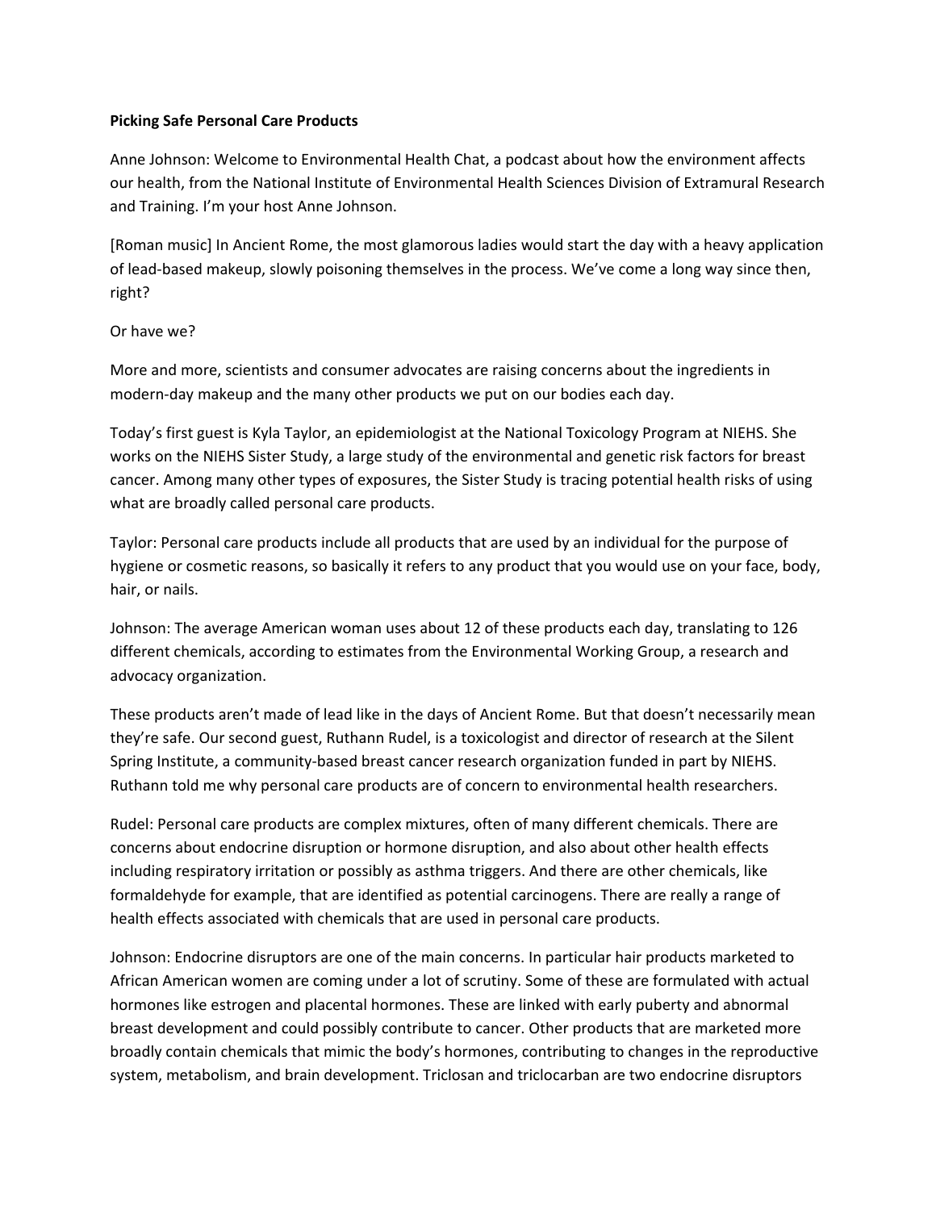**Picking Safe Personal Care Products**

Anne Johnson: Welcome to Environmental Health Chat, a podcast about how the environment affects our health, from the National Institute of Environmental Health Sciences Division of Extramural Research and Training. I'm your host Anne Johnson.

[Roman music] In Ancient Rome, the most glamorous ladies would start the day with a heavy application of lead-based makeup, slowly poisoning themselves in the process. We've come a long way since then, right?

Or have we?

More and more, scientists and consumer advocates are raising concerns about the ingredients in modern-day makeup and the many other products we put on our bodies each day.

Today's first guest is Kyla Taylor, an epidemiologist at the National Toxicology Program at NIEHS. She works on the NIEHS Sister Study, a large study of the environmental and genetic risk factors for breast cancer. Among many other types of exposures, the Sister Study is tracing potential health risks of using what are broadly called personal care products.

Taylor: Personal care products include all products that are used by an individual for the purpose of hygiene or cosmetic reasons, so basically it refers to any product that you would use on your face, body, hair, or nails.

Johnson: The average American woman uses about 12 of these products each day, translating to 126 different chemicals, according to estimates from the Environmental Working Group, a research and advocacy organization.

These products aren't made of lead like in the days of Ancient Rome. But that doesn't necessarily mean they're safe. Our second guest, Ruthann Rudel, is a toxicologist and director of research at the Silent Spring Institute, a community-based breast cancer research organization funded in part by NIEHS. Ruthann told me why personal care products are of concern to environmental health researchers.

Rudel: Personal care products are complex mixtures, often of many different chemicals. There are concerns about endocrine disruption or hormone disruption, and also about other health effects including respiratory irritation or possibly as asthma triggers. And there are other chemicals, like formaldehyde for example, that are identified as potential carcinogens. There are really a range of health effects associated with chemicals that are used in personal care products.

Johnson: Endocrine disruptors are one of the main concerns. In particular hair products marketed to African American women are coming under a lot of scrutiny. Some of these are formulated with actual hormones like estrogen and placental hormones. These are linked with early puberty and abnormal breast development and could possibly contribute to cancer. Other products that are marketed more broadly contain chemicals that mimic the body's hormones, contributing to changes in the reproductive system, metabolism, and brain development. Triclosan and triclocarban are two endocrine disruptors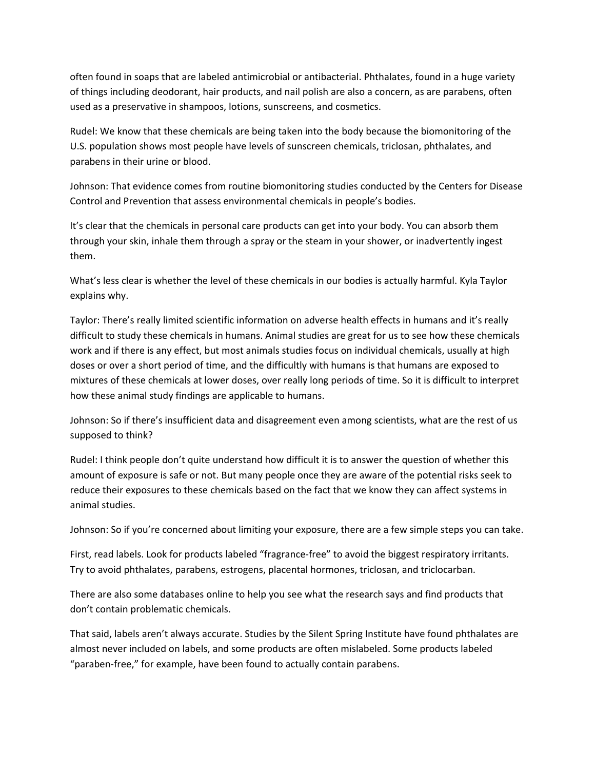often found in soaps that are labeled antimicrobial or antibacterial. Phthalates, found in a huge variety of things including deodorant, hair products, and nail polish are also a concern, as are parabens, often used as a preservative in shampoos, lotions, sunscreens, and cosmetics.

Rudel: We know that these chemicals are being taken into the body because the biomonitoring of the U.S. population shows most people have levels of sunscreen chemicals, triclosan, phthalates, and parabens in their urine or blood.

Johnson: That evidence comes from routine biomonitoring studies conducted by the Centers for Disease Control and Prevention that assess environmental chemicals in people's bodies.

It's clear that the chemicals in personal care products can get into your body. You can absorb them through your skin, inhale them through a spray or the steam in your shower, or inadvertently ingest them.

What's less clear is whether the level of these chemicals in our bodies is actually harmful. Kyla Taylor explains why.

Taylor: There's really limited scientific information on adverse health effects in humans and it's really difficult to study these chemicals in humans. Animal studies are great for us to see how these chemicals work and if there is any effect, but most animals studies focus on individual chemicals, usually at high doses or over a short period of time, and the difficultly with humans is that humans are exposed to mixtures of these chemicals at lower doses, over really long periods of time. So it is difficult to interpret how these animal study findings are applicable to humans.

Johnson: So if there's insufficient data and disagreement even among scientists, what are the rest of us supposed to think?

Rudel: I think people don't quite understand how difficult it is to answer the question of whether this amount of exposure is safe or not. But many people once they are aware of the potential risks seek to reduce their exposures to these chemicals based on the fact that we know they can affect systems in animal studies.

Johnson: So if you're concerned about limiting your exposure, there are a few simple steps you can take.

First, read labels. Look for products labeled "fragrance-free" to avoid the biggest respiratory irritants. Try to avoid phthalates, parabens, estrogens, placental hormones, triclosan, and triclocarban.

There are also some databases online to help you see what the research says and find products that don't contain problematic chemicals.

That said, labels aren't always accurate. Studies by the Silent Spring Institute have found phthalates are almost never included on labels, and some products are often mislabeled. Some products labeled "paraben-free," for example, have been found to actually contain parabens.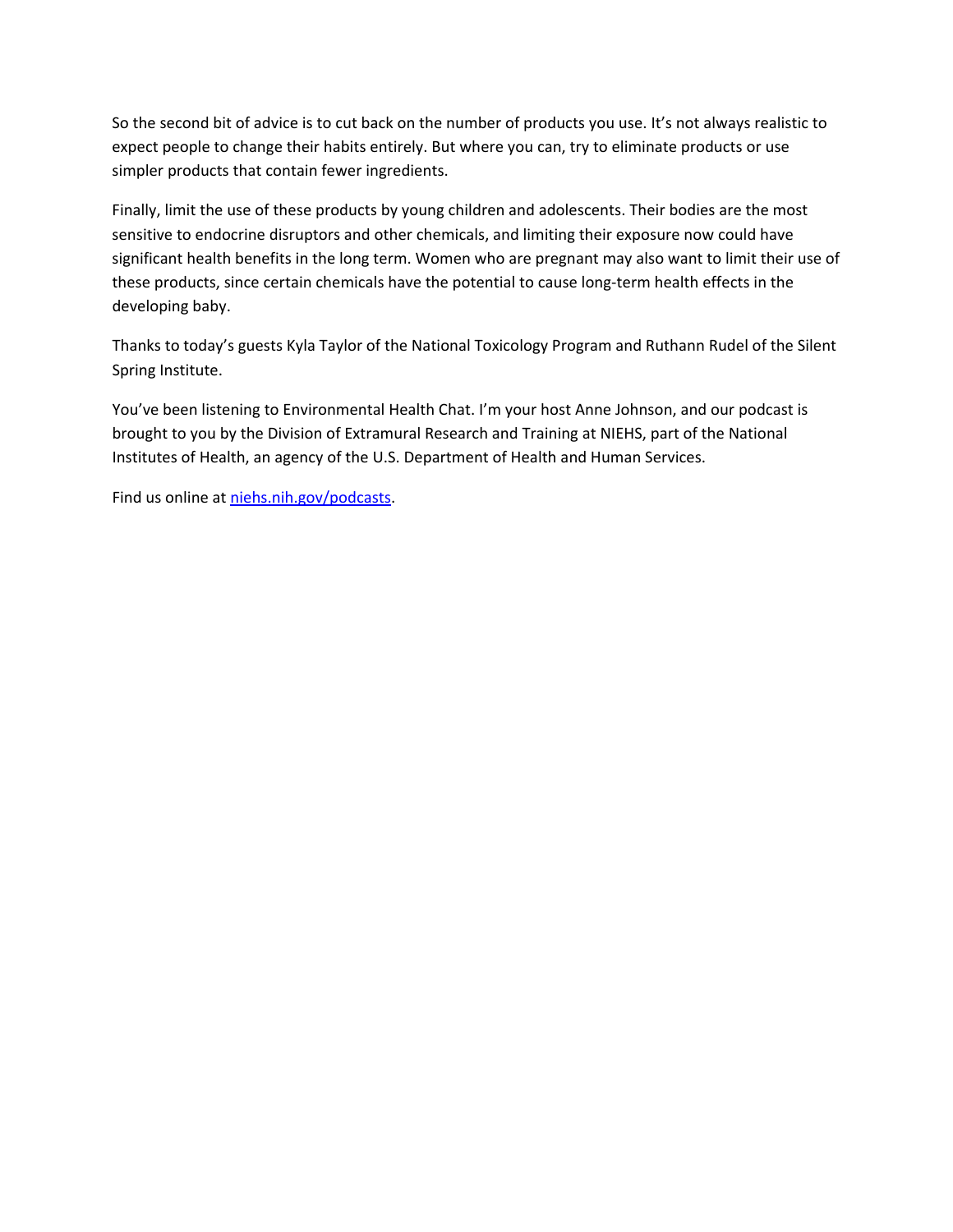So the second bit of advice is to cut back on the number of products you use. It's not always realistic to expect people to change their habits entirely. But where you can, try to eliminate products or use simpler products that contain fewer ingredients.

Finally, limit the use of these products by young children and adolescents. Their bodies are the most sensitive to endocrine disruptors and other chemicals, and limiting their exposure now could have significant health benefits in the long term. Women who are pregnant may also want to limit their use of these products, since certain chemicals have the potential to cause long-term health effects in the developing baby.

Thanks to today's guests Kyla Taylor of the National Toxicology Program and Ruthann Rudel of the Silent Spring Institute.

You've been listening to Environmental Health Chat. I'm your host Anne Johnson, and our podcast is brought to you by the Division of Extramural Research and Training at NIEHS, part of the National Institutes of Health, an agency of the U.S. Department of Health and Human Services.

Find us online at [niehs.nih.gov/podcasts](niehs.nih.gov/podcasts).